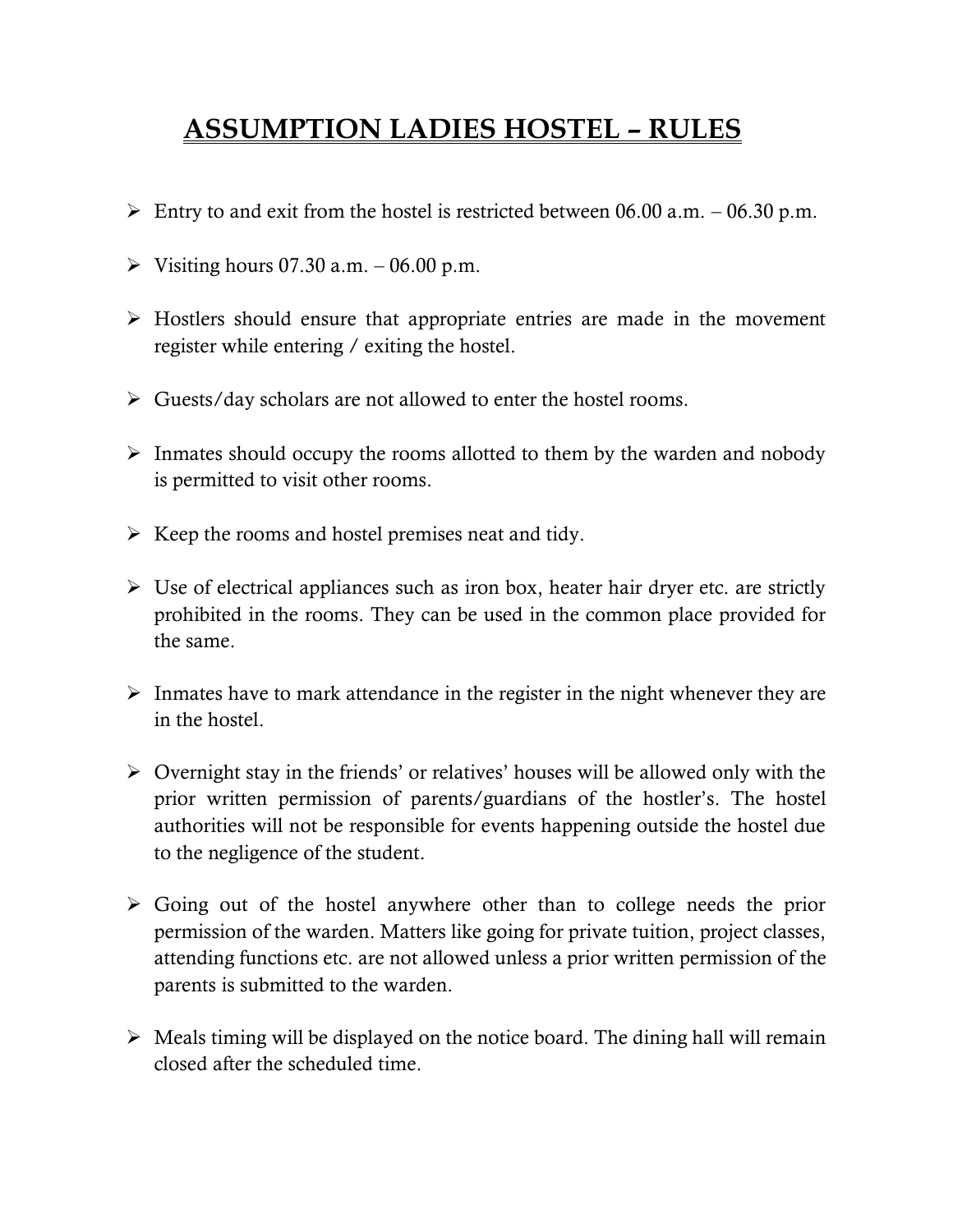# ASSUMPTION LADIES HOSTEL – RULES

- Entry to and exit from the hostel is restricted between 06.00 a.m. – 06.30 p.m.
- Visiting hours 07.30 a.m. – 06.00 p.m.
- Hostlers should ensure that appropriate entries are made in the movement register while entering / exiting the hostel.
- Guests/day scholars are not allowed to enter the hostel rooms.
- Inmates should occupy the rooms allotted to them by the warden and nobody is permitted to visit other rooms.
- Keep the rooms and hostel premises neat and tidy.
- Use of electrical appliances such as iron box, heater hair dryer etc. are strictly prohibited in the rooms. They can be used in the common place provided for the same.
- Inmates have to mark attendance in the register in the night whenever they are in the hostel.
- Overnight stay in the friends' or relatives' houses will be allowed only with the prior written permission of parents/guardians of the hostler's. The hostel authorities will not be responsible for events happening outside the hostel due to the negligence of the student.
- Going out of the hostel anywhere other than to college needs the prior permission of the warden. Matters like going for private tuition, project classes, attending functions etc. are not allowed unless a prior written permission of the parents is submitted to the warden.
- Meals timing will be displayed on the notice board. The dining hall will remain closed after the scheduled time.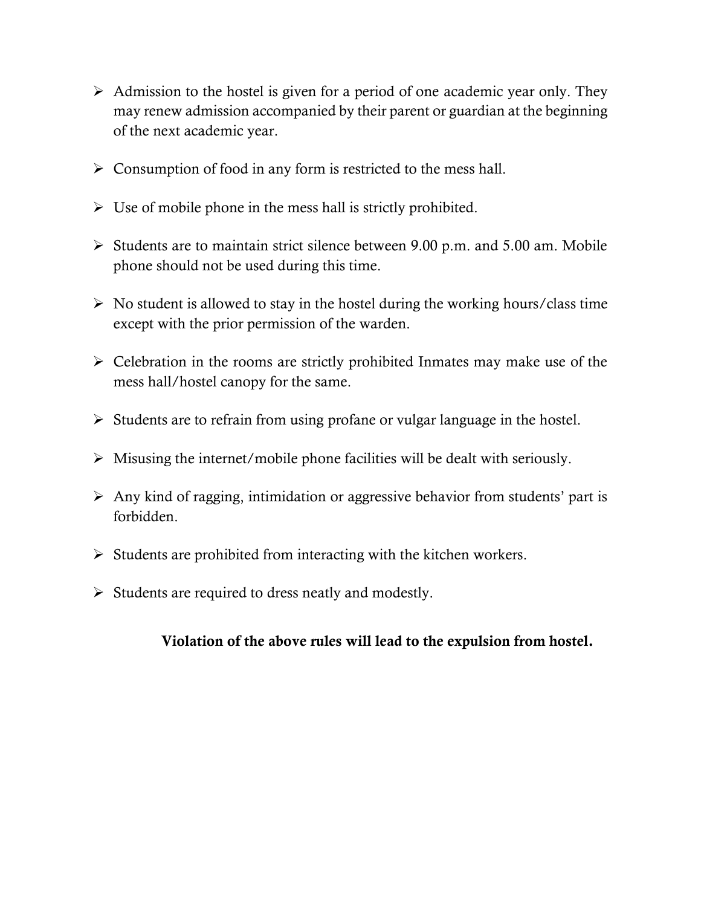- Admission to the hostel is given for a period of one academic year only. They may renew admission accompanied by their parent or guardian at the beginning of the next academic year.

- Consumption of food in any form is restricted to the mess hall.

- Use of mobile phone in the mess hall is strictly prohibited.

- Students are to maintain strict silence between 9.00 p.m. and 5.00 am. Mobile phone should not be used during this time.

- No student is allowed to stay in the hostel during the working hours/class time except with the prior permission of the warden.

- Celebration in the rooms are strictly prohibited Inmates may make use of the mess hall/hostel canopy for the same.

- Students are to refrain from using profane or vulgar language in the hostel.

- Misusing the internet/mobile phone facilities will be dealt with seriously.

- Any kind of ragging, intimidation or aggressive behavior from students' part is forbidden.

- Students are prohibited from interacting with the kitchen workers.

- Students are required to dress neatly and modestly.

**Violation of the above rules will lead to the expulsion from hostel.**